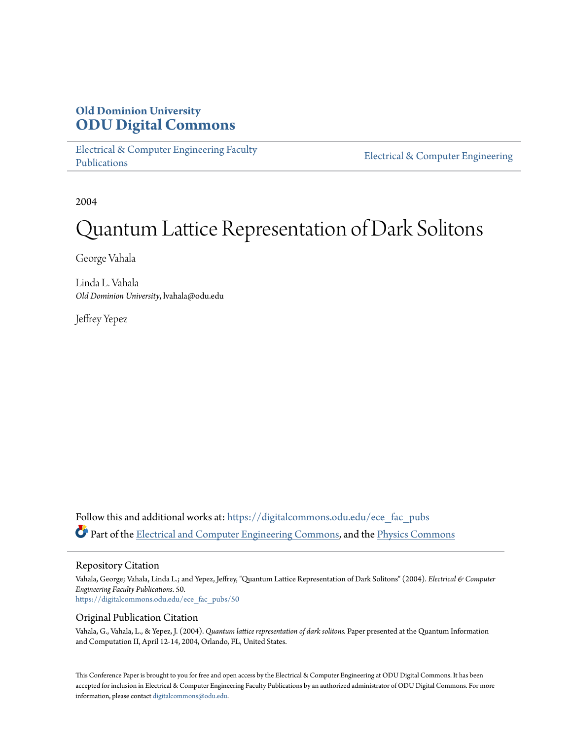**Old Dominion University**
**ODU Digital Commons**

Electrical & Computer Engineering Faculty Publications

Electrical & Computer Engineering

2004

# Quantum Lattice Representation of Dark Solitons

George Vahala

Linda L. Vahala
*Old Dominion University*, lvahala@odu.edu

Jeffrey Yepez

Follow this and additional works at: https://digitalcommons.odu.edu/ece_fac_pubs

Part of the Electrical and Computer Engineering Commons, and the Physics Commons

## Repository Citation

Vahala, George; Vahala, Linda L.; and Yepez, Jeffrey, "Quantum Lattice Representation of Dark Solitons" (2004). *Electrical & Computer Engineering Faculty Publications*. 50.
https://digitalcommons.odu.edu/ece_fac_pubs/50

## Original Publication Citation

Vahala, G., Vahala, L., & Yepez, J. (2004). *Quantum lattice representation of dark solitons.* Paper presented at the Quantum Information and Computation II, April 12-14, 2004, Orlando, FL, United States.

This Conference Paper is brought to you for free and open access by the Electrical & Computer Engineering at ODU Digital Commons. It has been accepted for inclusion in Electrical & Computer Engineering Faculty Publications by an authorized administrator of ODU Digital Commons. For more information, please contact digitalcommons@odu.edu.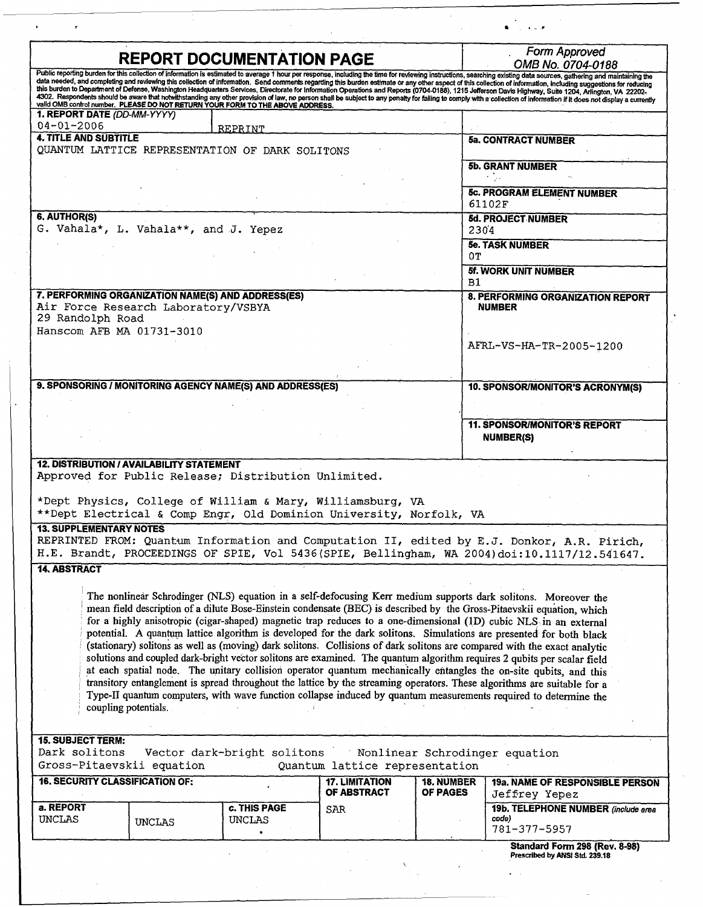# REPORT DOCUMENTATION PAGE

*Form Approved*
*OMB No. 0704-0188*

Public reporting burden for this collection of information is estimated to average 1 hour per response, including the time for reviewing instructions, searching existing data sources, gathering and maintaining the data needed, and completing and reviewing this collection of information. Send comments regarding this burden estimate or any other aspect of this collection of information, including suggestions for reducing this burden to Department of Defense, Washington Headquarters Services, Directorate for Information Operations and Reports (0704-0188), 1215 Jefferson Davis Highway, Suite 1204, Arlington, VA 22202-4302. Respondents should be aware that notwithstanding any other provision of law, no person shall be subject to any penalty for failing to comply with a collection of information if it does not display a currently valid OMB control number. **PLEASE DO NOT RETURN YOUR FORM TO THE ABOVE ADDRESS.**

| | | |
|---|---|---|
| **1. REPORT DATE** *(DD-MM-YYYY)* 04-01-2006 | REPRINT | |
| **4. TITLE AND SUBTITLE** QUANTUM LATTICE REPRESENTATION OF DARK SOLITONS | | **5a. CONTRACT NUMBER** |
| | | **5b. GRANT NUMBER** |
| | | **5c. PROGRAM ELEMENT NUMBER** 61102F |
| **6. AUTHOR(S)** G. Vahala*, L. Vahala**, and J. Yepez | | **5d. PROJECT NUMBER** 2304 |
| | | **5e. TASK NUMBER** 0T |
| | | **5f. WORK UNIT NUMBER** B1 |
| **7. PERFORMING ORGANIZATION NAME(S) AND ADDRESS(ES)** Air Force Research Laboratory/VSBYA, 29 Randolph Road, Hanscom AFB MA 01731-3010 | | **8. PERFORMING ORGANIZATION REPORT NUMBER** AFRL-VS-HA-TR-2005-1200 |
| **9. SPONSORING / MONITORING AGENCY NAME(S) AND ADDRESS(ES)** | | **10. SPONSOR/MONITOR'S ACRONYM(S)** |
| | | **11. SPONSOR/MONITOR'S REPORT NUMBER(S)** |

**12. DISTRIBUTION / AVAILABILITY STATEMENT**
Approved for Public Release; Distribution Unlimited.

*Dept Physics, College of William & Mary, Williamsburg, VA
**Dept Electrical & Comp Engr, Old Dominion University, Norfolk, VA

**13. SUPPLEMENTARY NOTES**
REPRINTED FROM: Quantum Information and Computation II, edited by E.J. Donkor, A.R. Pirich, H.E. Brandt, PROCEEDINGS OF SPIE, Vol 5436(SPIE, Bellingham, WA 2004)doi:10.1117/12.541647.

**14. ABSTRACT**

The nonlinear Schrodinger (NLS) equation in a self-defocusing Kerr medium supports dark solitons. Moreover the mean field description of a dilute Bose-Einstein condensate (BEC) is described by the Gross-Pitaevskii equation, which for a highly anisotropic (cigar-shaped) magnetic trap reduces to a one-dimensional (1D) cubic NLS in an external potential. A quantum lattice algorithm is developed for the dark solitons. Simulations are presented for both black (stationary) solitons as well as (moving) dark solitons. Collisions of dark solitons are compared with the exact analytic solutions and coupled dark-bright vector solitons are examined. The quantum algorithm requires 2 qubits per scalar field at each spatial node. The unitary collision operator quantum mechanically entangles the on-site qubits, and this transitory entanglement is spread throughout the lattice by the streaming operators. These algorithms are suitable for a Type-II quantum computers, with wave function collapse induced by quantum measurements required to determine the coupling potentials.

**15. SUBJECT TERM:**
Dark solitons  Vector dark-bright solitons  Nonlinear Schrodinger equation
Gross-Pitaevskii equation  Quantum lattice representation

| **16. SECURITY CLASSIFICATION OF:** | | | **17. LIMITATION OF ABSTRACT** | **18. NUMBER OF PAGES** | **19a. NAME OF RESPONSIBLE PERSON** |
|---|---|---|---|---|---|
| **a. REPORT** | **b. ABSTRACT** | **c. THIS PAGE** | | | Jeffrey Yepez |
| UNCLAS | UNCLAS | UNCLAS | SAR | | **19b. TELEPHONE NUMBER** *(include area code)* 781-377-5957 |

**Standard Form 298 (Rev. 8-98)**
**Prescribed by ANSI Std. 239.18**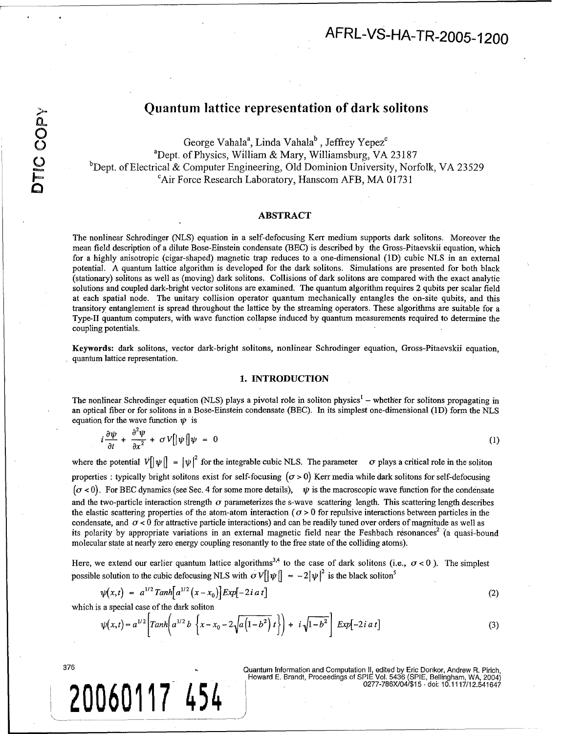AFRL-VS-HA-TR-2005-1200

# Quantum lattice representation of dark solitons

George Vahala[a], Linda Vahala[b], Jeffrey Yepez[c]

[a]Dept. of Physics, William & Mary, Williamsburg, VA 23187

[b]Dept. of Electrical & Computer Engineering, Old Dominion University, Norfolk, VA 23529

[c]Air Force Research Laboratory, Hanscom AFB, MA 01731

## ABSTRACT

The nonlinear Schrodinger (NLS) equation in a self-defocusing Kerr medium supports dark solitons. Moreover the mean field description of a dilute Bose-Einstein condensate (BEC) is described by the Gross-Pitaevskii equation, which for a highly anisotropic (cigar-shaped) magnetic trap reduces to a one-dimensional (1D) cubic NLS in an external potential. A quantum lattice algorithm is developed for the dark solitons. Simulations are presented for both black (stationary) solitons as well as (moving) dark solitons. Collisions of dark solitons are compared with the exact analytic solutions and coupled dark-bright vector solitons are examined. The quantum algorithm requires 2 qubits per scalar field at each spatial node. The unitary collision operator quantum mechanically entangles the on-site qubits, and this transitory entanglement is spread throughout the lattice by the streaming operators. These algorithms are suitable for a Type-II quantum computers, with wave function collapse induced by quantum measurements required to determine the coupling potentials.

**Keywords:** dark solitons, vector dark-bright solitons, nonlinear Schrodinger equation, Gross-Pitaevskii equation, quantum lattice representation.

## 1. INTRODUCTION

The nonlinear Schrodinger equation (NLS) plays a pivotal role in soliton physics[1] – whether for solitons propagating in an optical fiber or for solitons in a Bose-Einstein condensate (BEC). In its simplest one-dimensional (1D) form the NLS equation for the wave function $\psi$ is

$$i\frac{\partial \psi}{\partial t} + \frac{\partial^2 \psi}{\partial x^2} + \sigma V[|\psi|]\psi = 0 \tag{1}$$

where the potential $V[|\psi|] = |\psi|^2$ for the integrable cubic NLS. The parameter $\sigma$ plays a critical role in the soliton properties : typically bright solitons exist for self-focusing $(\sigma > 0)$ Kerr media while dark solitons for self-defocusing $(\sigma < 0)$. For BEC dynamics (see Sec. 4 for some more details), $\psi$ is the macroscopic wave function for the condensate and the two-particle interaction strength $\sigma$ parameterizes the s-wave scattering length. This scattering length describes the elastic scattering properties of the atom-atom interaction ($\sigma > 0$ for repulsive interactions between particles in the condensate, and $\sigma < 0$ for attractive particle interactions) and can be readily tuned over orders of magnitude as well as its polarity by appropriate variations in an external magnetic field near the Feshbach résonances[2] (a quasi-bound molecular state at nearly zero energy coupling resonantly to the free state of the colliding atoms).

Here, we extend our earlier quantum lattice algorithms[3,4] to the case of dark solitons (i.e., $\sigma < 0$ ). The simplest possible solution to the cubic defocusing NLS with $\sigma V[|\psi|] = -2|\psi|^2$ is the black soliton[5]

$$\psi(x,t) = a^{1/2}\,Tanh\!\left[a^{1/2}(x-x_0)\right] Exp[-2i\,a\,t] \tag{2}$$

which is a special case of the dark soliton

$$\psi(x,t) = a^{1/2}\left[Tanh\!\left(a^{1/2}b\left\{x - x_0 - 2\sqrt{a\left(1-b^2\right)}\,t\right\}\right) + i\sqrt{1-b^2}\right] Exp[-2i\,a\,t] \tag{3}$$

Quantum Information and Computation II, edited by Eric Donkor, Andrew R. Pirich, Howard E. Brandt, Proceedings of SPIE Vol. 5436 (SPIE, Bellingham, WA, 2004) 0277-786X/04/$15 · doi: 10.1117/12.541647

20060117 454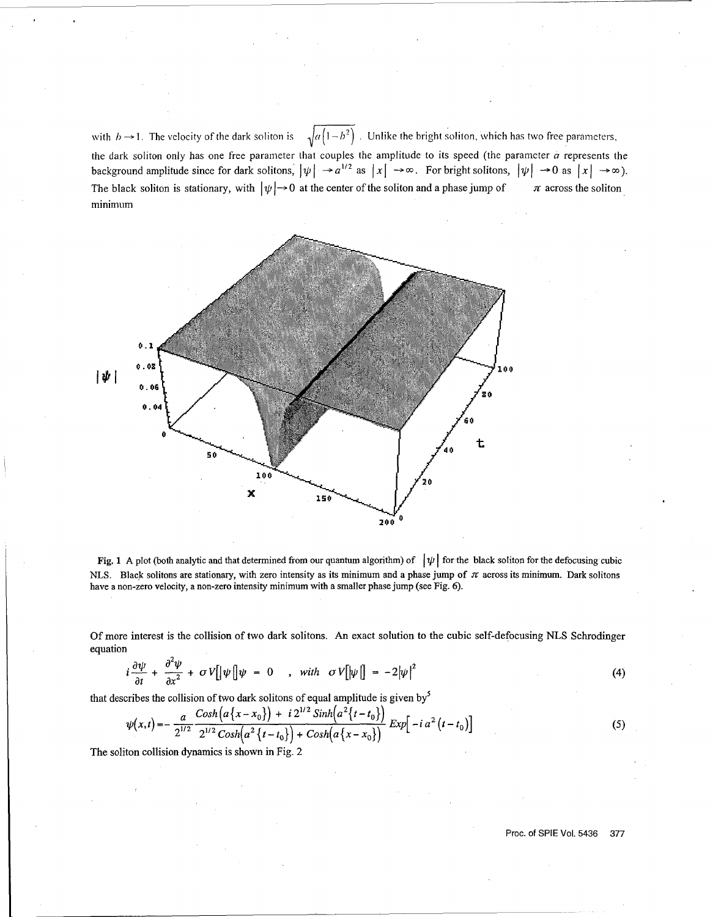with $b \to 1$. The velocity of the dark soliton is $\sqrt{a\left(1-b^2\right)}$. Unlike the bright soliton, which has two free parameters, the dark soliton only has one free parameter that couples the amplitude to its speed (the parameter $a$ represents the background amplitude since for dark solitons, $|\psi| \to a^{1/2}$ as $|x| \to \infty$. For bright solitons, $|\psi| \to 0$ as $|x| \to \infty$). The black soliton is stationary, with $|\psi| \to 0$ at the center of the soliton and a phase jump of $\pi$ across the soliton minimum

**Fig. 1** A plot (both analytic and that determined from our quantum algorithm) of $|\psi|$ for the black soliton for the defocusing cubic NLS. Black solitons are stationary, with zero intensity as its minimum and a phase jump of $\pi$ across its minimum. Dark solitons have a non-zero velocity, a non-zero intensity minimum with a smaller phase jump (see Fig. 6).

Of more interest is the collision of two dark solitons. An exact solution to the cubic self-defocusing NLS Schrodinger equation

$$i\frac{\partial \psi}{\partial t} + \frac{\partial^2 \psi}{\partial x^2} + \sigma V[|\psi|]\psi = 0 \quad , \; with \;\; \sigma V[|\psi|] = -2|\psi|^2 \tag{4}$$

that describes the collision of two dark solitons of equal amplitude is given by[5]

$$\psi(x,t) = -\frac{a}{2^{1/2}} \frac{Cosh\left(a\{x-x_0\}\right) + i\,2^{1/2}\,Sinh\left(a^2\{t-t_0\}\right)}{2^{1/2}\,Cosh\left(a^2\{t-t_0\}\right) + Cosh\left(a\{x-x_0\}\right)}\,Exp\left[-i\,a^2\left(t-t_0\right)\right] \tag{5}$$

The soliton collision dynamics is shown in Fig. 2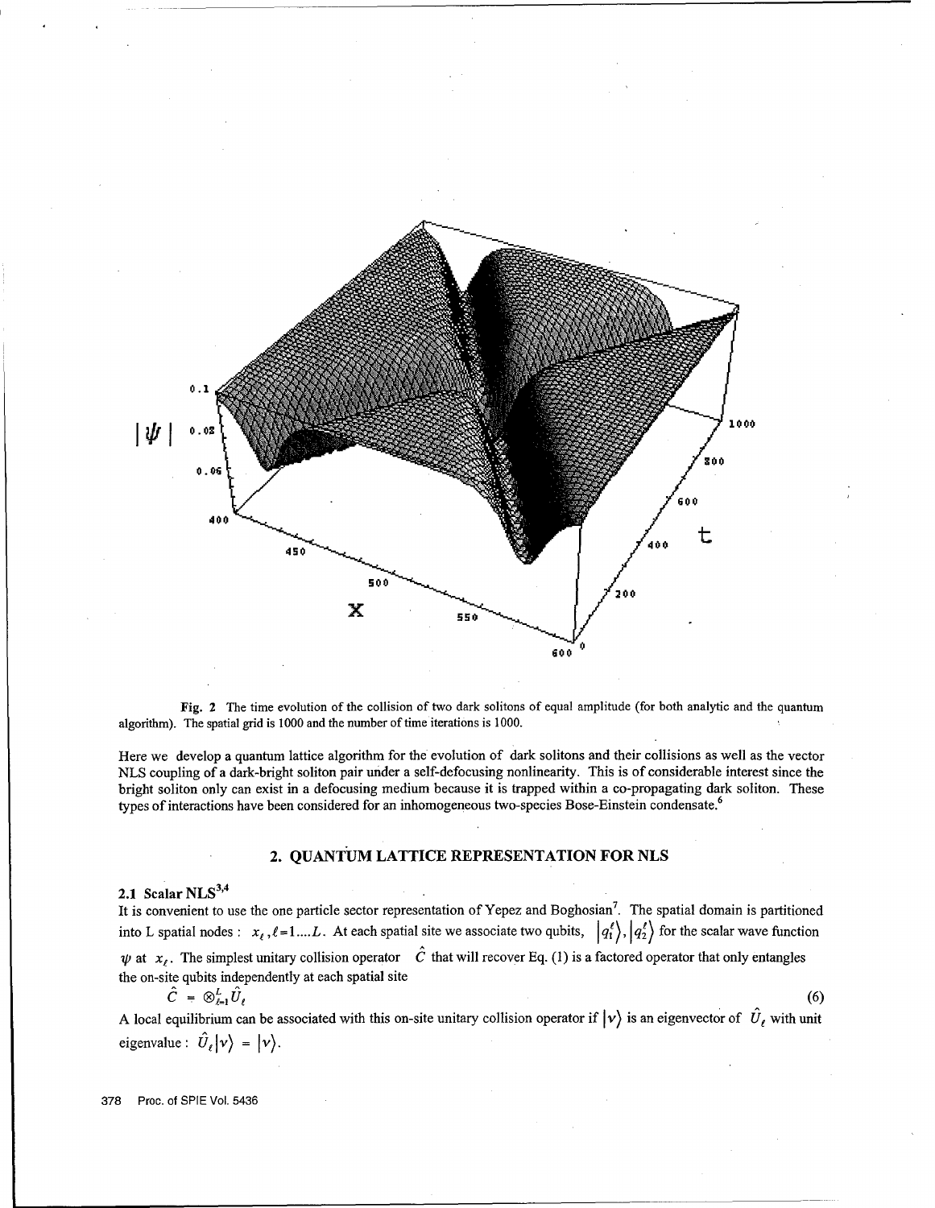**Fig. 2** The time evolution of the collision of two dark solitons of equal amplitude (for both analytic and the quantum algorithm). The spatial grid is 1000 and the number of time iterations is 1000.

Here we develop a quantum lattice algorithm for the evolution of dark solitons and their collisions as well as the vector NLS coupling of a dark-bright soliton pair under a self-defocusing nonlinearity. This is of considerable interest since the bright soliton only can exist in a defocusing medium because it is trapped within a co-propagating dark soliton. These types of interactions have been considered for an inhomogeneous two-species Bose-Einstein condensate.[6]

## 2. QUANTUM LATTICE REPRESENTATION FOR NLS

### 2.1 Scalar NLS[3,4]

It is convenient to use the one particle sector representation of Yepez and Boghosian[7]. The spatial domain is partitioned into L spatial nodes : $x_\ell, \ell = 1....L$. At each spatial site we associate two qubits, $|q_1^\ell\rangle, |q_2^\ell\rangle$ for the scalar wave function $\psi$ at $x_\ell$. The simplest unitary collision operator $\hat{C}$ that will recover Eq. (1) is a factored operator that only entangles the on-site qubits independently at each spatial site

$$\hat{C} = \otimes_{\ell=1}^{L} \hat{U}_\ell \tag{6}$$

A local equilibrium can be associated with this on-site unitary collision operator if $|v\rangle$ is an eigenvector of $\hat{U}_\ell$ with unit eigenvalue : $\hat{U}_\ell |v\rangle = |v\rangle$.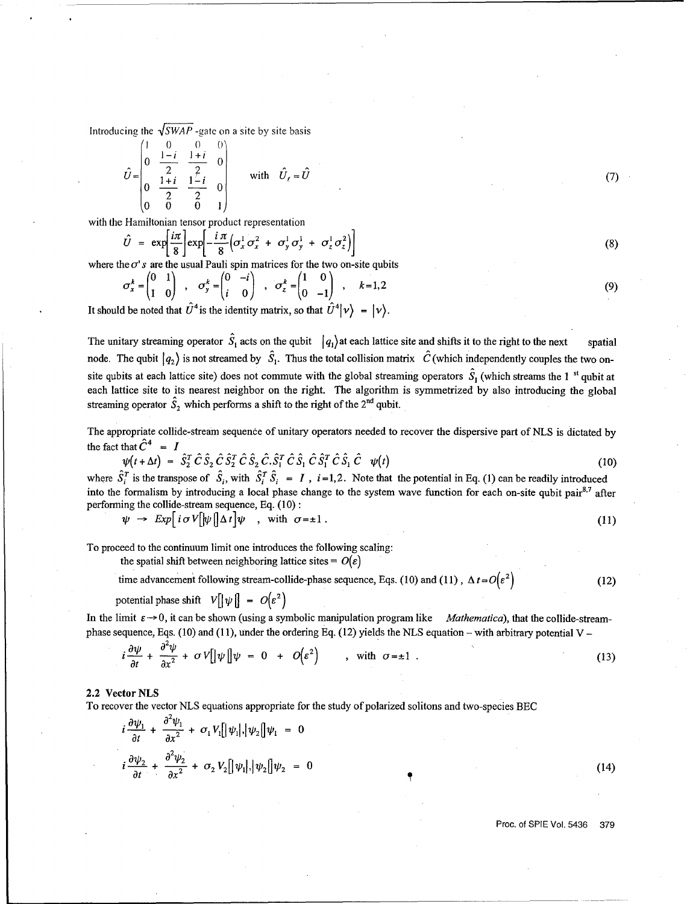Introducing the $\sqrt{SWAP}$ -gate on a site by site basis

$$\hat{U} = \begin{pmatrix} 1 & 0 & 0 & 0 \\ 0 & \frac{1-i}{2} & \frac{1+i}{2} & 0 \\ 0 & \frac{1+i}{2} & \frac{1-i}{2} & 0 \\ 0 & 0 & 0 & 1 \end{pmatrix} \quad \text{with} \quad \hat{U}_\varepsilon = \hat{U} \tag{7}$$

with the Hamiltonian tensor product representation

$$\hat{U} = \exp\left[\frac{i\pi}{8}\right]\exp\left[-\frac{i\pi}{8}\left(\sigma_x^1\sigma_x^2 + \sigma_y^1\sigma_y^1 + \sigma_z^1\sigma_z^2\right)\right] \tag{8}$$

where the $\sigma$'s are the usual Pauli spin matrices for the two on-site qubits

$$\sigma_x^k = \begin{pmatrix} 0 & 1 \\ 1 & 0 \end{pmatrix} \ , \ \sigma_y^k = \begin{pmatrix} 0 & -i \\ i & 0 \end{pmatrix} \ , \ \sigma_z^k = \begin{pmatrix} 1 & 0 \\ 0 & -1 \end{pmatrix} \ , \ k=1,2 \tag{9}$$

It should be noted that $\hat{U}^4$ is the identity matrix, so that $\hat{U}^4|v\rangle = |v\rangle$.

The unitary streaming operator $\hat{S}_1$ acts on the qubit $|q_1\rangle$ at each lattice site and shifts it to the right to the next spatial node. The qubit $|q_2\rangle$ is not streamed by $\hat{S}_1$. Thus the total collision matrix $\hat{C}$ (which independently couples the two on-site qubits at each lattice site) does not commute with the global streaming operators $\hat{S}_1$ (which streams the 1 st qubit at each lattice site to its nearest neighbor on the right. The algorithm is symmetrized by also introducing the global streaming operator $\hat{S}_2$ which performs a shift to the right of the 2nd qubit.

The appropriate collide-stream sequence of unitary operators needed to recover the dispersive part of NLS is dictated by the fact that $\hat{C}^4 = I$

$$\psi(t+\Delta t) = \hat{S}_2^T\hat{C}\hat{S}_2\hat{C}\hat{S}_2^T\hat{C}\hat{S}_2\hat{C}.\hat{S}_1^T\hat{C}\hat{S}_1\hat{C}\hat{S}_1^T\hat{C}\hat{S}_1\hat{C} \ \ \psi(t) \tag{10}$$

where $\hat{S}_i^T$ is the transpose of $\hat{S}_i$, with $\hat{S}_i^T\hat{S}_i = I$ , $i=1,2$. Note that the potential in Eq. (1) can be readily introduced into the formalism by introducing a local phase change to the system wave function for each on-site qubit pair[8,7] after performing the collide-stream sequence, Eq. (10) :

$$\psi \rightarrow Exp\left[ i\sigma V[|\psi|]\Delta t\right]\psi \quad , \text{ with } \ \sigma = \pm 1 . \tag{11}$$

To proceed to the continuum limit one introduces the following scaling:

the spatial shift between neighboring lattice sites = $O(\varepsilon)$

time advancement following stream-collide-phase sequence, Eqs. (10) and (11) , $\Delta t = O(\varepsilon^2)$ (12)

potential phase shift $V[|\psi|] = O(\varepsilon^2)$

In the limit $\varepsilon \rightarrow 0$, it can be shown (using a symbolic manipulation program like *Mathematica*), that the collide-stream-phase sequence, Eqs. (10) and (11), under the ordering Eq. (12) yields the NLS equation – with arbitrary potential V –

$$i\frac{\partial\psi}{\partial t} + \frac{\partial^2\psi}{\partial x^2} + \sigma V[|\psi|]\psi = 0 + O(\varepsilon^2) \quad , \text{ with } \ \sigma=\pm 1 . \tag{13}$$

### 2.2 Vector NLS

To recover the vector NLS equations appropriate for the study of polarized solitons and two-species BEC

$$i\frac{\partial\psi_1}{\partial t} + \frac{\partial^2\psi_1}{\partial x^2} + \sigma_1 V_1[|\psi_1|,|\psi_2|]\psi_1 = 0$$

$$i\frac{\partial\psi_2}{\partial t} + \frac{\partial^2\psi_2}{\partial x^2} + \sigma_2 V_2[|\psi_1|,|\psi_2|]\psi_2 = 0 \tag{14}$$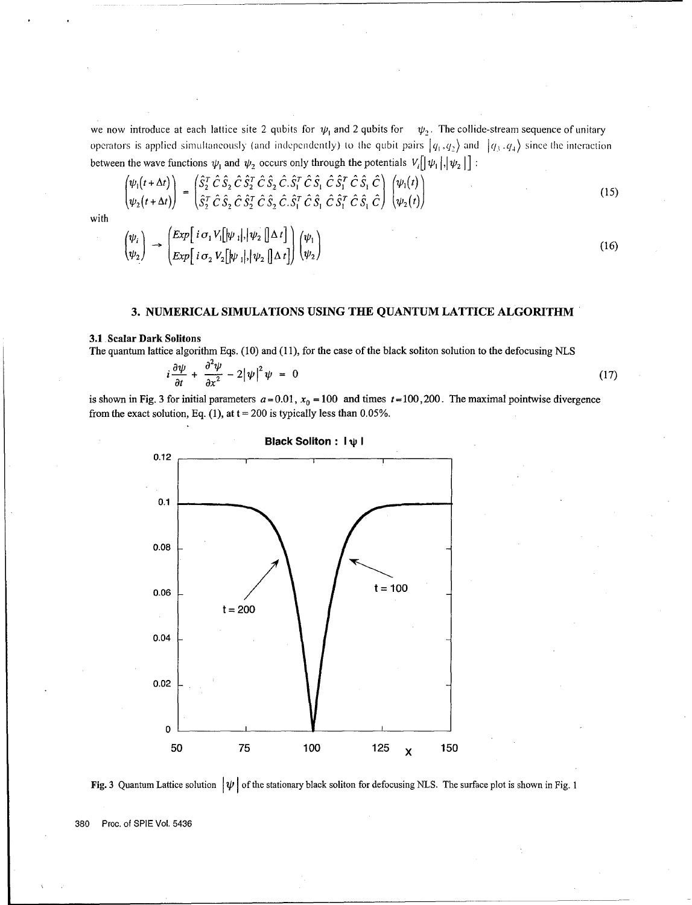we now introduce at each lattice site 2 qubits for $\psi_1$ and 2 qubits for $\psi_2$. The collide-stream sequence of unitary operators is applied simultaneously (and independently) to the qubit pairs $|q_1, q_2\rangle$ and $|q_3, q_4\rangle$ since the interaction between the wave functions $\psi_1$ and $\psi_2$ occurs only through the potentials $V_i[|\psi_1|, |\psi_2|]$ :

$$\begin{pmatrix} \psi_1(t+\Delta t) \\ \psi_2(t+\Delta t) \end{pmatrix} = \begin{pmatrix} \hat{S}_2^T \hat{C} \hat{S}_2 \hat{C} \hat{S}_2^T \hat{C} \hat{S}_2 \hat{C}.\hat{S}_1^T \hat{C} \hat{S}_1 \hat{C} \hat{S}_1^T \hat{C} \hat{S}_1 \hat{C} \\ \hat{S}_2^T \hat{C} \hat{S}_2 \hat{C} \hat{S}_2^T \hat{C} \hat{S}_2 \hat{C}.\hat{S}_1^T \hat{C} \hat{S}_1 \hat{C} \hat{S}_1^T \hat{C} \hat{S}_1 \hat{C} \end{pmatrix} \begin{pmatrix} \psi_1(t) \\ \psi_2(t) \end{pmatrix} \tag{15}$$

with

$$\begin{pmatrix} \psi_i \\ \psi_2 \end{pmatrix} \rightarrow \begin{pmatrix} Exp[\, i\,\sigma_1 V_1[|\psi_1|, |\psi_2|]\Delta t] \\ Exp[\, i\,\sigma_2 V_2[|\psi_1|, |\psi_2|]\Delta t] \end{pmatrix} \begin{pmatrix} \psi_1 \\ \psi_2 \end{pmatrix} \tag{16}$$

## 3. NUMERICAL SIMULATIONS USING THE QUANTUM LATTICE ALGORITHM

### 3.1 Scalar Dark Solitons

The quantum lattice algorithm Eqs. (10) and (11), for the case of the black soliton solution to the defocusing NLS

$$i\frac{\partial \psi}{\partial t} + \frac{\partial^2 \psi}{\partial x^2} - 2|\psi|^2 \psi = 0 \tag{17}$$

is shown in Fig. 3 for initial parameters $a = 0.01$, $x_0 = 100$ and times $t = 100, 200$. The maximal pointwise divergence from the exact solution, Eq. (1), at t = 200 is typically less than 0.05%.

**Fig. 3** Quantum Lattice solution $|\psi|$ of the stationary black soliton for defocusing NLS. The surface plot is shown in Fig. 1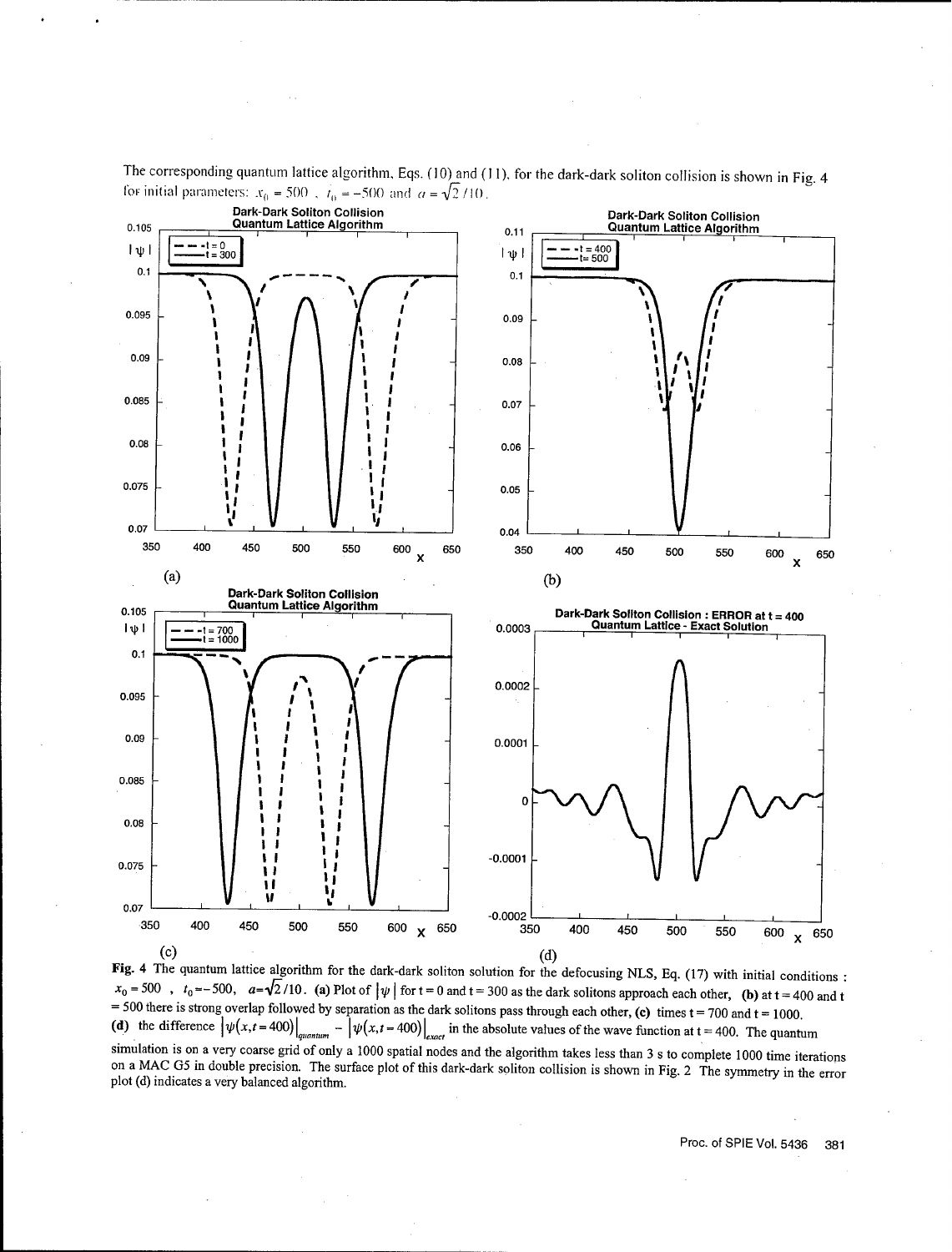The corresponding quantum lattice algorithm, Eqs. (10) and (11), for the dark-dark soliton collision is shown in Fig. 4 for initial parameters: $x_0 = 500$, $t_0 = -500$ and $a = \sqrt{2}/10$.

**Fig. 4** The quantum lattice algorithm for the dark-dark soliton solution for the defocusing NLS, Eq. (17) with initial conditions : $x_0 = 500$ , $t_0 = -500$, $a = \sqrt{2}/10$. **(a)** Plot of $|\psi|$ for t = 0 and t = 300 as the dark solitons approach each other, **(b)** at t = 400 and t = 500 there is strong overlap followed by separation as the dark solitons pass through each other, **(c)** times t = 700 and t = 1000. **(d)** the difference $|\psi(x,t=400)|_{quantum} - |\psi(x,t=400)|_{exact}$ in the absolute values of the wave function at t = 400. The quantum simulation is on a very coarse grid of only a 1000 spatial nodes and the algorithm takes less than 3 s to complete 1000 time iterations on a MAC G5 in double precision. The surface plot of this dark-dark soliton collision is shown in Fig. 2 The symmetry in the error plot (d) indicates a very balanced algorithm.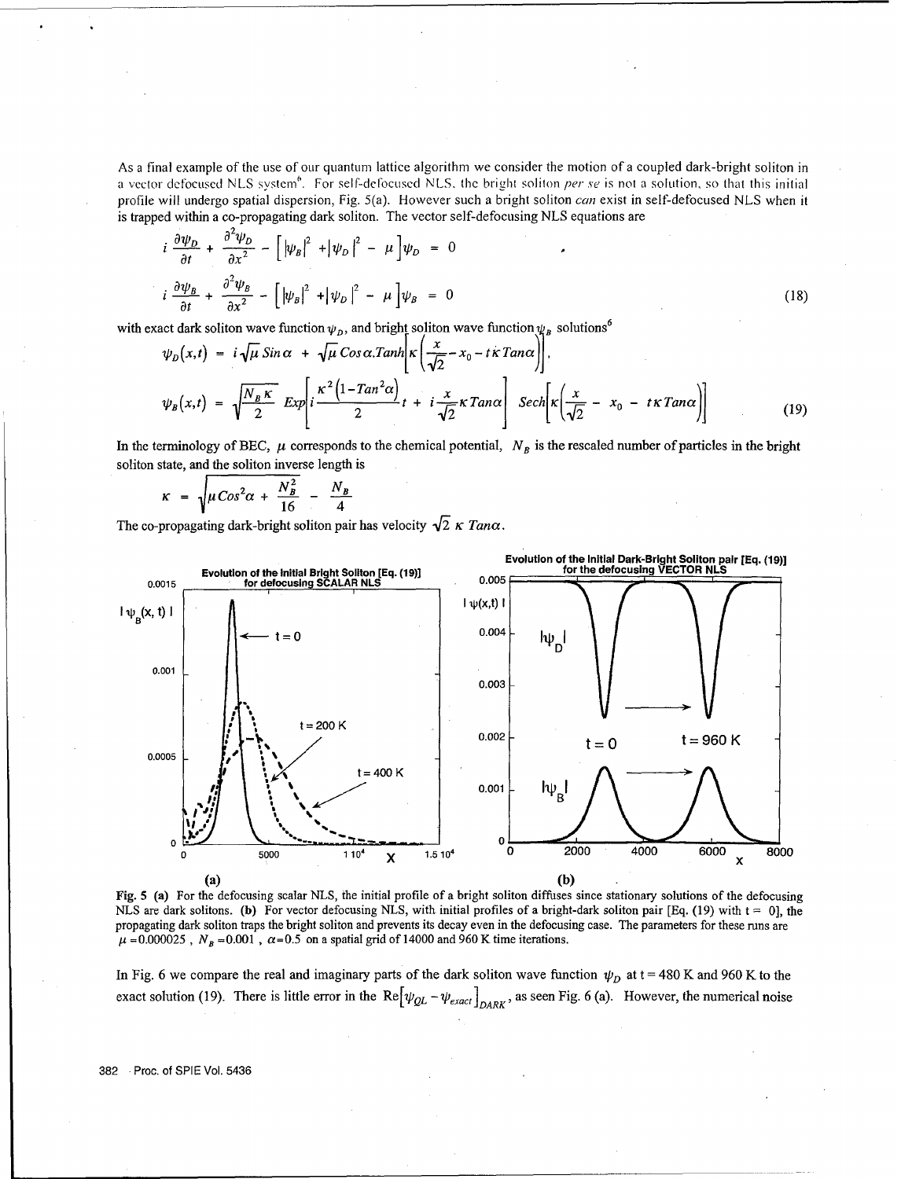As a final example of the use of our quantum lattice algorithm we consider the motion of a coupled dark-bright soliton in a vector defocused NLS system[6]. For self-defocused NLS, the bright soliton *per se* is not a solution, so that this initial profile will undergo spatial dispersion, Fig. 5(a). However such a bright soliton *can* exist in self-defocused NLS when it is trapped within a co-propagating dark soliton. The vector self-defocusing NLS equations are

$$
i\frac{\partial \psi_D}{\partial t} + \frac{\partial^2 \psi_D}{\partial x^2} - \left[ |\psi_B|^2 + |\psi_D|^2 - \mu \right] \psi_D = 0
$$

$$
i\frac{\partial \psi_B}{\partial t} + \frac{\partial^2 \psi_B}{\partial x^2} - \left[ |\psi_B|^2 + |\psi_D|^2 - \mu \right] \psi_B = 0 \tag{18}
$$

with exact dark soliton wave function $\psi_D$, and bright soliton wave function $\psi_B$ solutions[6]

$$
\psi_D(x,t) = i\sqrt{\mu}\, Sin\,\alpha + \sqrt{\mu}\, Cos\,\alpha . Tanh\left[\kappa\left(\frac{x}{\sqrt{2}} - x_0 - t\,\kappa\, Tan\alpha\right)\right],
$$

$$
\psi_B(x,t) = \sqrt{\frac{N_B \kappa}{2}}\, Exp\left[ i\frac{\kappa^2 \left(1 - Tan^2\alpha\right)}{2} t + i\frac{x}{\sqrt{2}} \kappa\, Tan\alpha \right] Sech\left[\kappa\left(\frac{x}{\sqrt{2}} - x_0 - t\kappa\, Tan\alpha\right)\right] \tag{19}
$$

In the terminology of BEC, $\mu$ corresponds to the chemical potential, $N_B$ is the rescaled number of particles in the bright soliton state, and the soliton inverse length is

$$
\kappa = \sqrt{\mu\, Cos^2\alpha + \frac{N_B^2}{16}} - \frac{N_B}{4}
$$

The co-propagating dark-bright soliton pair has velocity $\sqrt{2}\,\kappa\, Tan\alpha$.

**Fig. 5 (a)** For the defocusing scalar NLS, the initial profile of a bright soliton diffuses since stationary solutions of the defocusing NLS are dark solitons. **(b)** For vector defocusing NLS, with initial profiles of a bright-dark soliton pair [Eq. (19) with t = 0], the propagating dark soliton traps the bright soliton and prevents its decay even in the defocusing case. The parameters for these runs are $\mu$ =0.000025 , $N_B$ =0.001 , $\alpha$=0.5 on a spatial grid of 14000 and 960 K time iterations.

In Fig. 6 we compare the real and imaginary parts of the dark soliton wave function $\psi_D$ at t = 480 K and 960 K to the exact solution (19). There is little error in the $\mathrm{Re}\left[\psi_{QL} - \psi_{exact}\right]_{DARK}$, as seen Fig. 6 (a). However, the numerical noise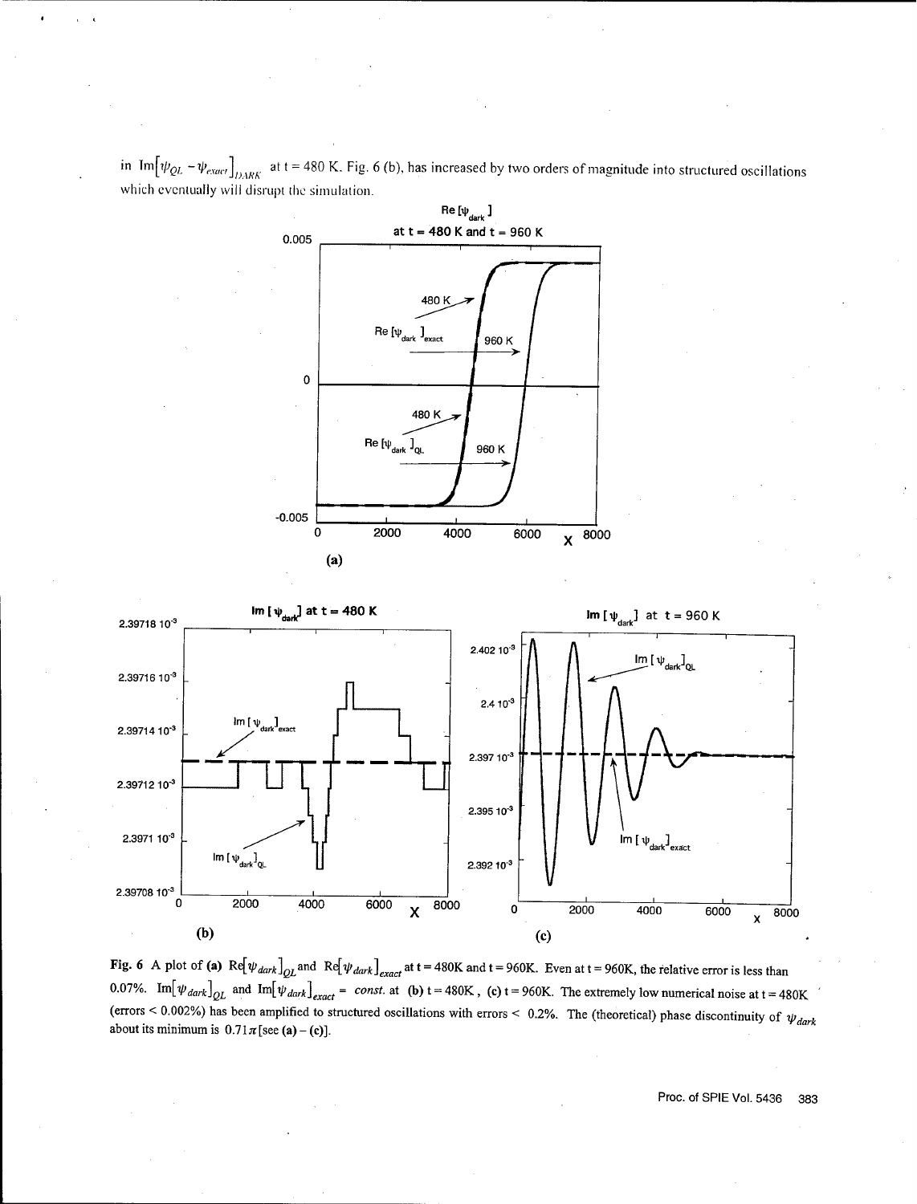in $\text{Im}\left[\psi_{QL} - \psi_{exact}\right]_{DARK}$ at t = 480 K. Fig. 6 (b), has increased by two orders of magnitude into structured oscillations which eventually will disrupt the simulation.

**Fig. 6** A plot of **(a)** $\text{Re}\left[\psi_{dark}\right]_{QL}$ and $\text{Re}\left[\psi_{dark}\right]_{exact}$ at t = 480K and t = 960K. Even at t = 960K, the relative error is less than 0.07%. $\text{Im}\left[\psi_{dark}\right]_{QL}$ and $\text{Im}\left[\psi_{dark}\right]_{exact}$ = *const.* at **(b)** t = 480K, **(c)** t = 960K. The extremely low numerical noise at t = 480K (errors < 0.002%) has been amplified to structured oscillations with errors < 0.2%. The (theoretical) phase discontinuity of $\psi_{dark}$ about its minimum is $0.71\pi$ [see **(a)** – **(c)**].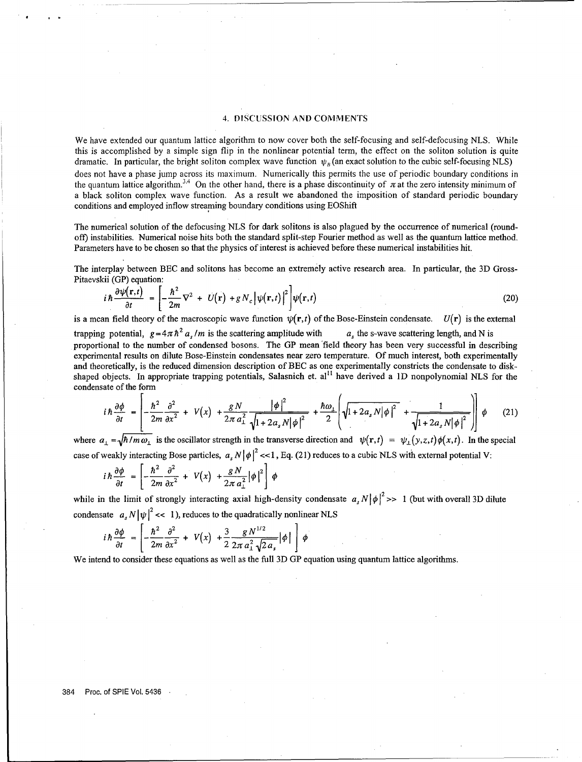## 4. DISCUSSION AND COMMENTS

We have extended our quantum lattice algorithm to now cover both the self-focusing and self-defocusing NLS. While this is accomplished by a simple sign flip in the nonlinear potential term, the effect on the soliton solution is quite dramatic. In particular, the bright soliton complex wave function $\psi_B$ (an exact solution to the cubic self-focusing NLS) does not have a phase jump across its maximum. Numerically this permits the use of periodic boundary conditions in the quantum lattice algorithm.[3,4] On the other hand, there is a phase discontinuity of $\pi$ at the zero intensity minimum of a black soliton complex wave function. As a result we abandoned the imposition of standard periodic boundary conditions and employed inflow streaming boundary conditions using EOShift

The numerical solution of the defocusing NLS for dark solitons is also plagued by the occurrence of numerical (round-off) instabilities. Numerical noise hits both the standard split-step Fourier method as well as the quantum lattice method. Parameters have to be chosen so that the physics of interest is achieved before these numerical instabilities hit.

The interplay between BEC and solitons has become an extremely active research area. In particular, the 3D Gross-Pitaevskii (GP) equation:

$$i\hbar \frac{\partial \psi(\mathbf{r},t)}{\partial t} = \left[ -\frac{\hbar^2}{2m}\nabla^2 + U(\mathbf{r}) + g N_c |\psi(\mathbf{r},t)|^2 \right] \psi(\mathbf{r},t) \tag{20}$$

is a mean field theory of the macroscopic wave function $\psi(\mathbf{r},t)$ of the Bose-Einstein condensate. $U(\mathbf{r})$ is the external trapping potential, $g = 4\pi\hbar^2 a_s / m$ is the scattering amplitude with $a_s$ the s-wave scattering length, and N is proportional to the number of condensed bosons. The GP mean field theory has been very successful in describing experimental results on dilute Bose-Einstein condensates near zero temperature. Of much interest, both experimentally and theoretically, is the reduced dimension description of BEC as one experimentally constricts the condensate to disk-shaped objects. In appropriate trapping potentials, Salasnich et. al[11] have derived a 1D nonpolynomial NLS for the condensate of the form

$$i\hbar \frac{\partial \phi}{\partial t} = \left[ -\frac{\hbar^2}{2m}\frac{\partial^2}{\partial x^2} + V(x) + \frac{gN}{2\pi a_\perp^2} \frac{|\phi|^2}{\sqrt{1 + 2a_s N |\phi|^2}} + \frac{\hbar\omega_\perp}{2}\left( \sqrt{1 + 2a_s N|\phi|^2} + \frac{1}{\sqrt{1 + 2a_s N |\phi|^2}} \right) \right] \phi \tag{21}$$

where $a_\perp = \sqrt{\hbar / m\omega_\perp}$ is the oscillator strength in the transverse direction and $\psi(\mathbf{r},t) = \psi_\perp(y,z,t)\phi(x,t)$. In the special case of weakly interacting Bose particles, $a_s N |\phi|^2 << 1$, Eq. (21) reduces to a cubic NLS with external potential V:

$$i\hbar \frac{\partial \phi}{\partial t} = \left[ -\frac{\hbar^2}{2m}\frac{\partial^2}{\partial x^2} + V(x) + \frac{gN}{2\pi a_\perp^2}|\phi|^2 \right] \phi$$

while in the limit of strongly interacting axial high-density condensate $a_s N |\phi|^2 >> 1$ (but with overall 3D dilute condensate $a_s N |\psi|^2 << 1$), reduces to the quadratically nonlinear NLS

$$i\hbar \frac{\partial \phi}{\partial t} = \left[ -\frac{\hbar^2}{2m}\frac{\partial^2}{\partial x^2} + V(x) + \frac{3}{2}\frac{gN^{1/2}}{2\pi a_\perp^2 \sqrt{2a_s}}|\phi| \right] \phi$$

We intend to consider these equations as well as the full 3D GP equation using quantum lattice algorithms.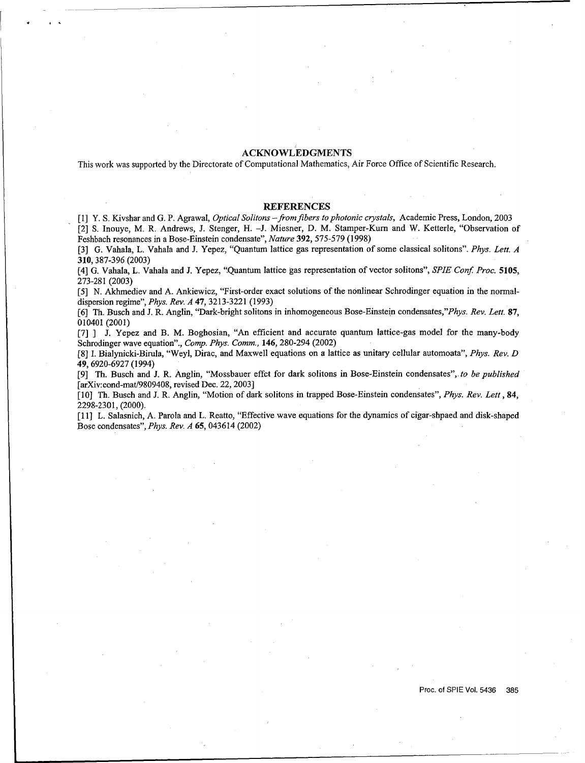## ACKNOWLEDGMENTS

This work was supported by the Directorate of Computational Mathematics, Air Force Office of Scientific Research.

## REFERENCES

[1] Y. S. Kivshar and G. P. Agrawal, *Optical Solitons – from fibers to photonic crystals*, Academic Press, London, 2003

[2] S. Inouye, M. R. Andrews, J. Stenger, H. –J. Miesner, D. M. Stamper-Kurn and W. Ketterle, "Observation of Feshbach resonances in a Bose-Einstein condensate", *Nature* **392**, 575-579 (1998)

[3] G. Vahala, L. Vahala and J. Yepez, "Quantum lattice gas representation of some classical solitons". *Phys. Lett. A* **310**, 387-396 (2003)

[4] G. Vahala, L. Vahala and J. Yepez, "Quantum lattice gas representation of vector solitons", *SPIE Conf. Proc.* **5105**, 273-281 (2003)

[5] N. Akhmediev and A. Ankiewicz, "First-order exact solutions of the nonlinear Schrodinger equation in the normal-dispersion regime", *Phys. Rev. A* **47**, 3213-3221 (1993)

[6] Th. Busch and J. R. Anglin, "Dark-bright solitons in inhomogeneous Bose-Einstein condensates,"*Phys. Rev. Lett.* **87**, 010401 (2001)

[7] ] J. Yepez and B. M. Boghosian, "An efficient and accurate quantum lattice-gas model for the many-body Schrodinger wave equation"., *Comp. Phys. Comm.*, **146**, 280-294 (2002)

[8] I. Bialynicki-Birula, "Weyl, Dirac, and Maxwell equations on a lattice as unitary cellular automoata", *Phys. Rev. D* **49**, 6920-6927 (1994)

[9] Th. Busch and J. R. Anglin, "Mossbauer effct for dark solitons in Bose-Einstein condensates", *to be published* [arXiv:cond-mat/9809408, revised Dec. 22, 2003]

[10] Th. Busch and J. R. Anglin, "Motion of dark solitons in trapped Bose-Einstein condensates", *Phys. Rev. Lett*, **84**, 2298-2301, (2000).

[11] L. Salasnich, A. Parola and L. Reatto, "Effective wave equations for the dynamics of cigar-shpaed and disk-shaped Bose condensates", *Phys. Rev. A* **65**, 043614 (2002)